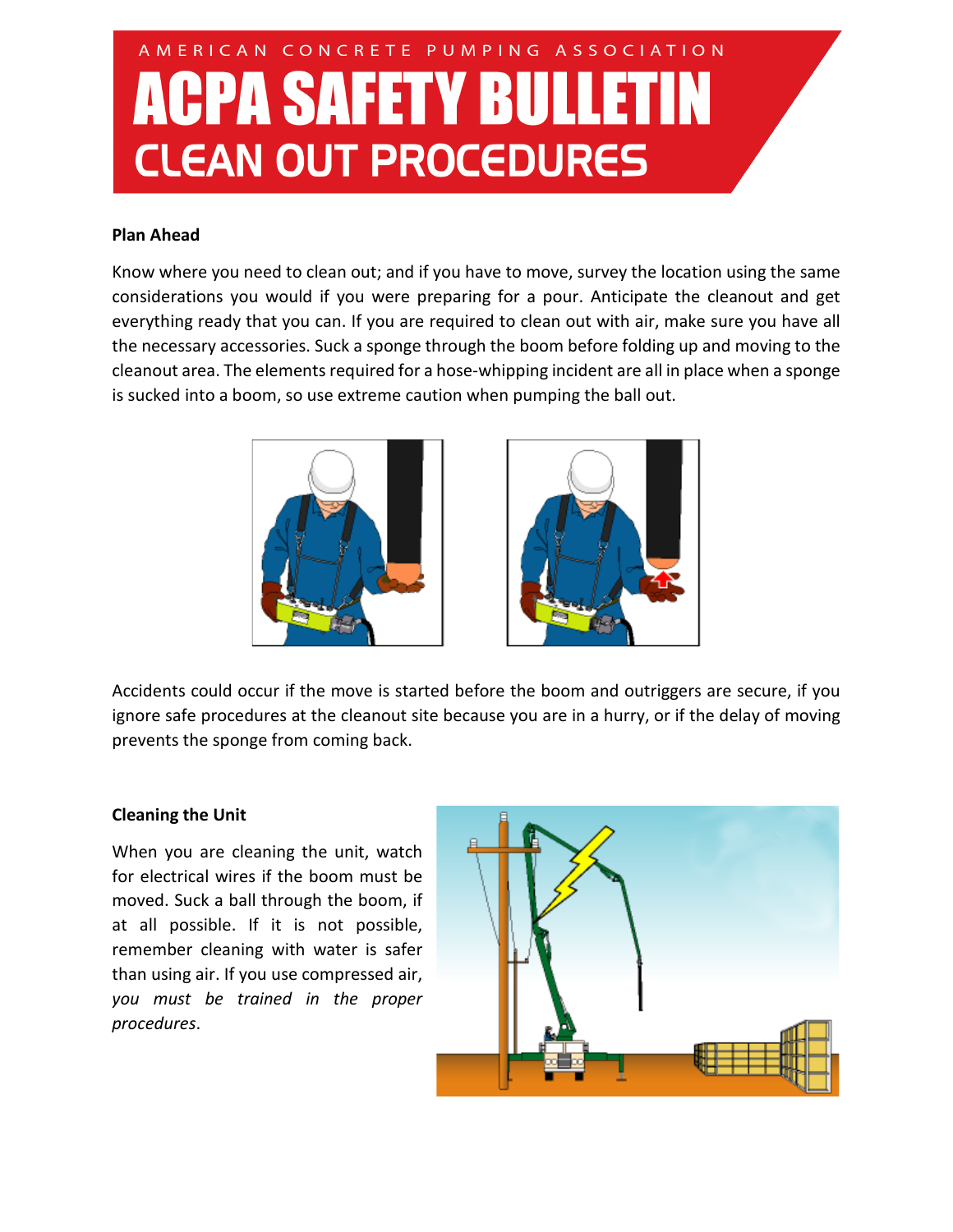AMERICAN CONCRETE PUMPING ASSOCIATION

# ACPA SAFETY BULLETIN

## CLEAN OUT PROCEDURES

**Plan Ahead**

Know where you need to clean out; and if you have to move, survey the location using the same considerations you would if you were preparing for a pour. Anticipate the cleanout and get everything ready that you can. If you are required to clean out with air, make sure you have all the necessary accessories. Suck a sponge through the boom before folding up and moving to the cleanout area. The elements required for a hose-whipping incident are all in place when a sponge is sucked into a boom, so use extreme caution when pumping the ball out.

Accidents could occur if the move is started before the boom and outriggers are secure, if you ignore safe procedures at the cleanout site because you are in a hurry, or if the delay of moving prevents the sponge from coming back.

**Cleaning the Unit**

When you are cleaning the unit, watch for electrical wires if the boom must be moved. Suck a ball through the boom, if at all possible. If it is not possible, remember cleaning with water is safer than using air. If you use compressed air, *you must be trained in the proper procedures*.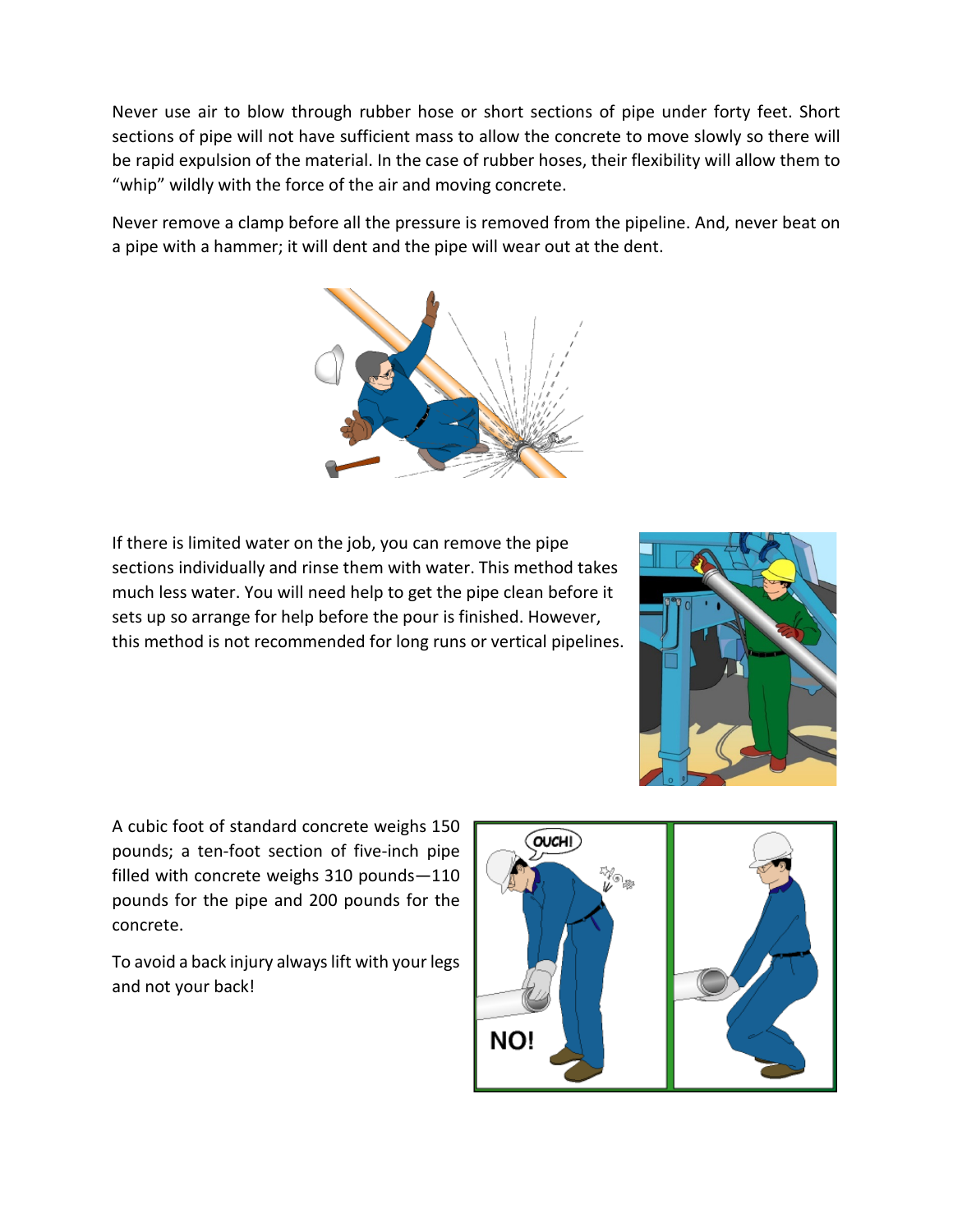Never use air to blow through rubber hose or short sections of pipe under forty feet. Short sections of pipe will not have sufficient mass to allow the concrete to move slowly so there will be rapid expulsion of the material. In the case of rubber hoses, their flexibility will allow them to "whip" wildly with the force of the air and moving concrete.

Never remove a clamp before all the pressure is removed from the pipeline. And, never beat on a pipe with a hammer; it will dent and the pipe will wear out at the dent.

If there is limited water on the job, you can remove the pipe sections individually and rinse them with water. This method takes much less water. You will need help to get the pipe clean before it sets up so arrange for help before the pour is finished. However, this method is not recommended for long runs or vertical pipelines.

A cubic foot of standard concrete weighs 150 pounds; a ten-foot section of five-inch pipe filled with concrete weighs 310 pounds—110 pounds for the pipe and 200 pounds for the concrete.

To avoid a back injury always lift with your legs and not your back!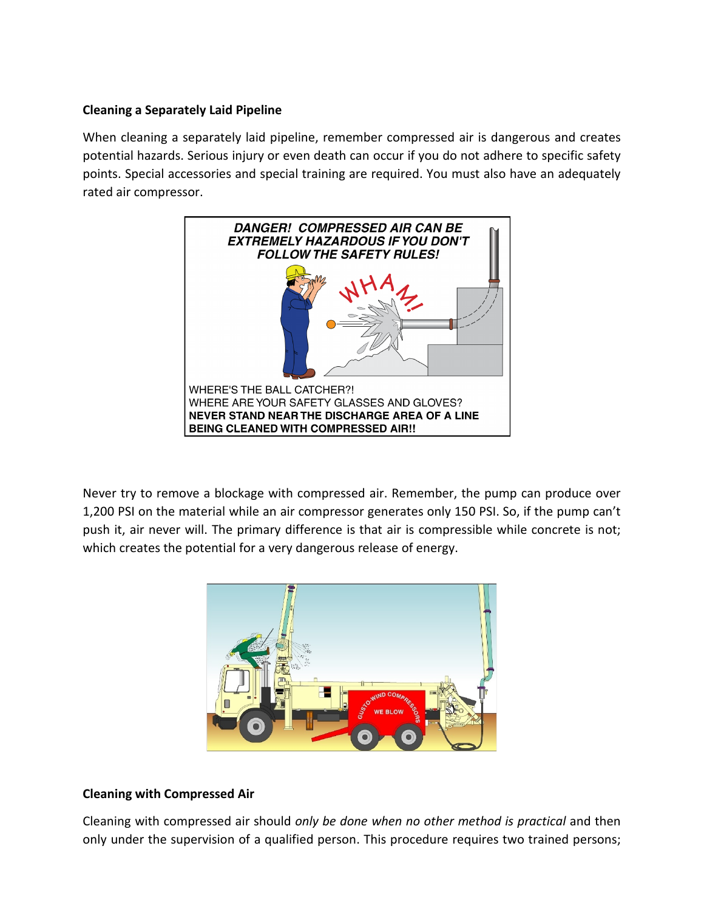## Cleaning a Separately Laid Pipeline

When cleaning a separately laid pipeline, remember compressed air is dangerous and creates potential hazards. Serious injury or even death can occur if you do not adhere to specific safety points. Special accessories and special training are required. You must also have an adequately rated air compressor.

Never try to remove a blockage with compressed air. Remember, the pump can produce over 1,200 PSI on the material while an air compressor generates only 150 PSI. So, if the pump can't push it, air never will. The primary difference is that air is compressible while concrete is not; which creates the potential for a very dangerous release of energy.

## Cleaning with Compressed Air

Cleaning with compressed air should *only be done when no other method is practical* and then only under the supervision of a qualified person. This procedure requires two trained persons;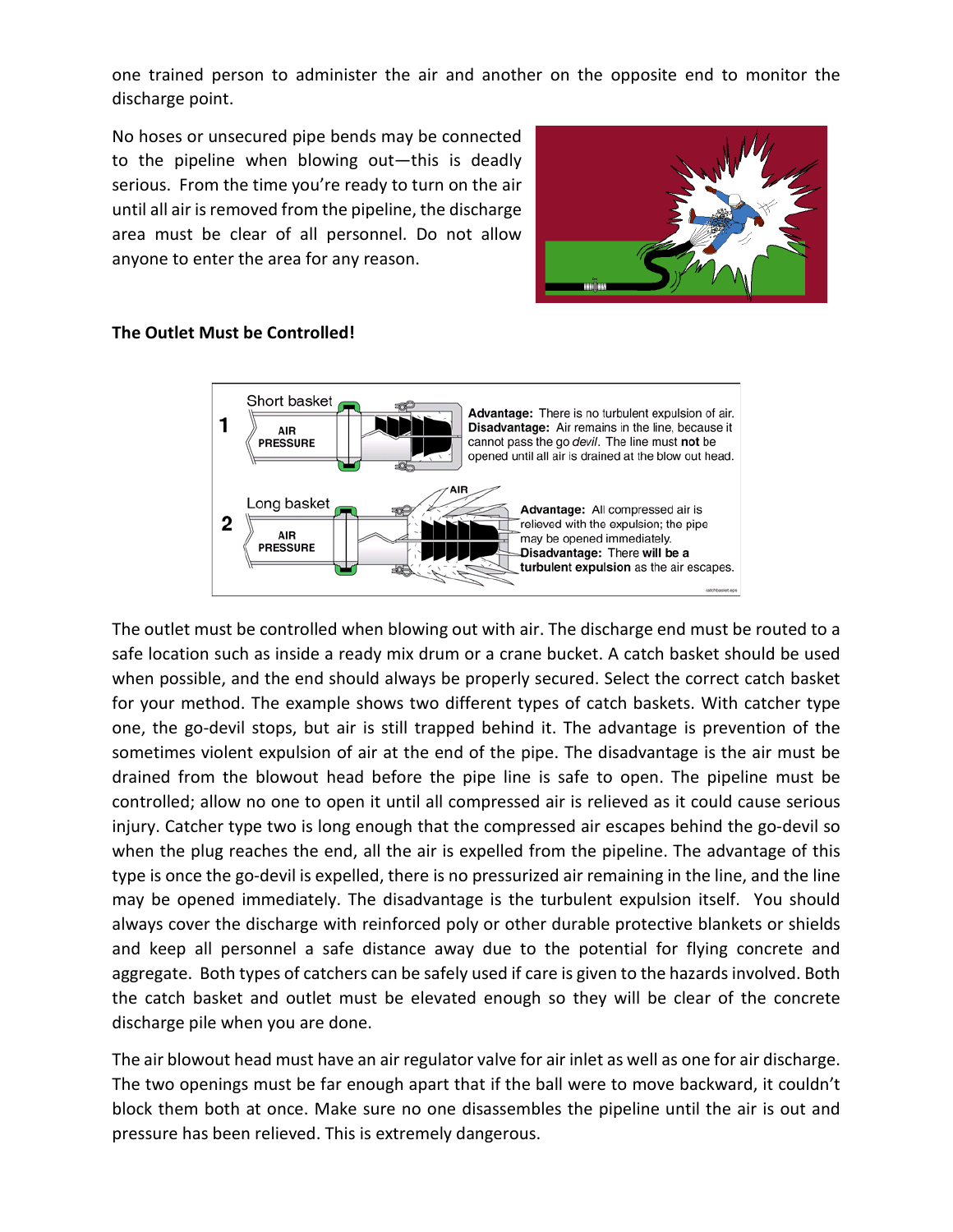one trained person to administer the air and another on the opposite end to monitor the discharge point.

No hoses or unsecured pipe bends may be connected to the pipeline when blowing out—this is deadly serious. From the time you're ready to turn on the air until all air is removed from the pipeline, the discharge area must be clear of all personnel. Do not allow anyone to enter the area for any reason.

**The Outlet Must be Controlled!**

The outlet must be controlled when blowing out with air. The discharge end must be routed to a safe location such as inside a ready mix drum or a crane bucket. A catch basket should be used when possible, and the end should always be properly secured. Select the correct catch basket for your method. The example shows two different types of catch baskets. With catcher type one, the go-devil stops, but air is still trapped behind it. The advantage is prevention of the sometimes violent expulsion of air at the end of the pipe. The disadvantage is the air must be drained from the blowout head before the pipe line is safe to open. The pipeline must be controlled; allow no one to open it until all compressed air is relieved as it could cause serious injury. Catcher type two is long enough that the compressed air escapes behind the go-devil so when the plug reaches the end, all the air is expelled from the pipeline. The advantage of this type is once the go-devil is expelled, there is no pressurized air remaining in the line, and the line may be opened immediately. The disadvantage is the turbulent expulsion itself. You should always cover the discharge with reinforced poly or other durable protective blankets or shields and keep all personnel a safe distance away due to the potential for flying concrete and aggregate. Both types of catchers can be safely used if care is given to the hazards involved. Both the catch basket and outlet must be elevated enough so they will be clear of the concrete discharge pile when you are done.

The air blowout head must have an air regulator valve for air inlet as well as one for air discharge. The two openings must be far enough apart that if the ball were to move backward, it couldn't block them both at once. Make sure no one disassembles the pipeline until the air is out and pressure has been relieved. This is extremely dangerous.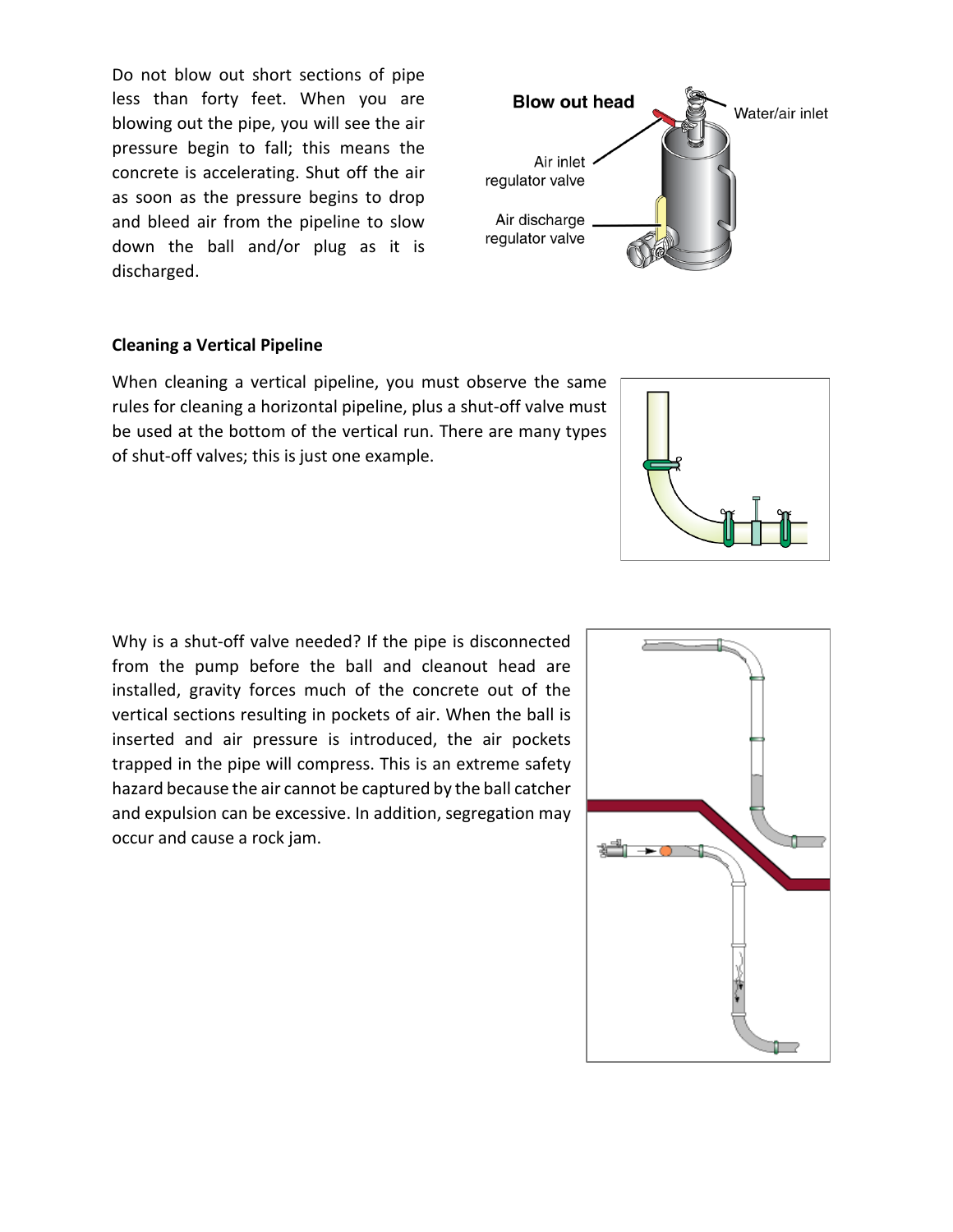Do not blow out short sections of pipe less than forty feet. When you are blowing out the pipe, you will see the air pressure begin to fall; this means the concrete is accelerating. Shut off the air as soon as the pressure begins to drop and bleed air from the pipeline to slow down the ball and/or plug as it is discharged.

**Cleaning a Vertical Pipeline**

When cleaning a vertical pipeline, you must observe the same rules for cleaning a horizontal pipeline, plus a shut-off valve must be used at the bottom of the vertical run. There are many types of shut-off valves; this is just one example.

Why is a shut-off valve needed? If the pipe is disconnected from the pump before the ball and cleanout head are installed, gravity forces much of the concrete out of the vertical sections resulting in pockets of air. When the ball is inserted and air pressure is introduced, the air pockets trapped in the pipe will compress. This is an extreme safety hazard because the air cannot be captured by the ball catcher and expulsion can be excessive. In addition, segregation may occur and cause a rock jam.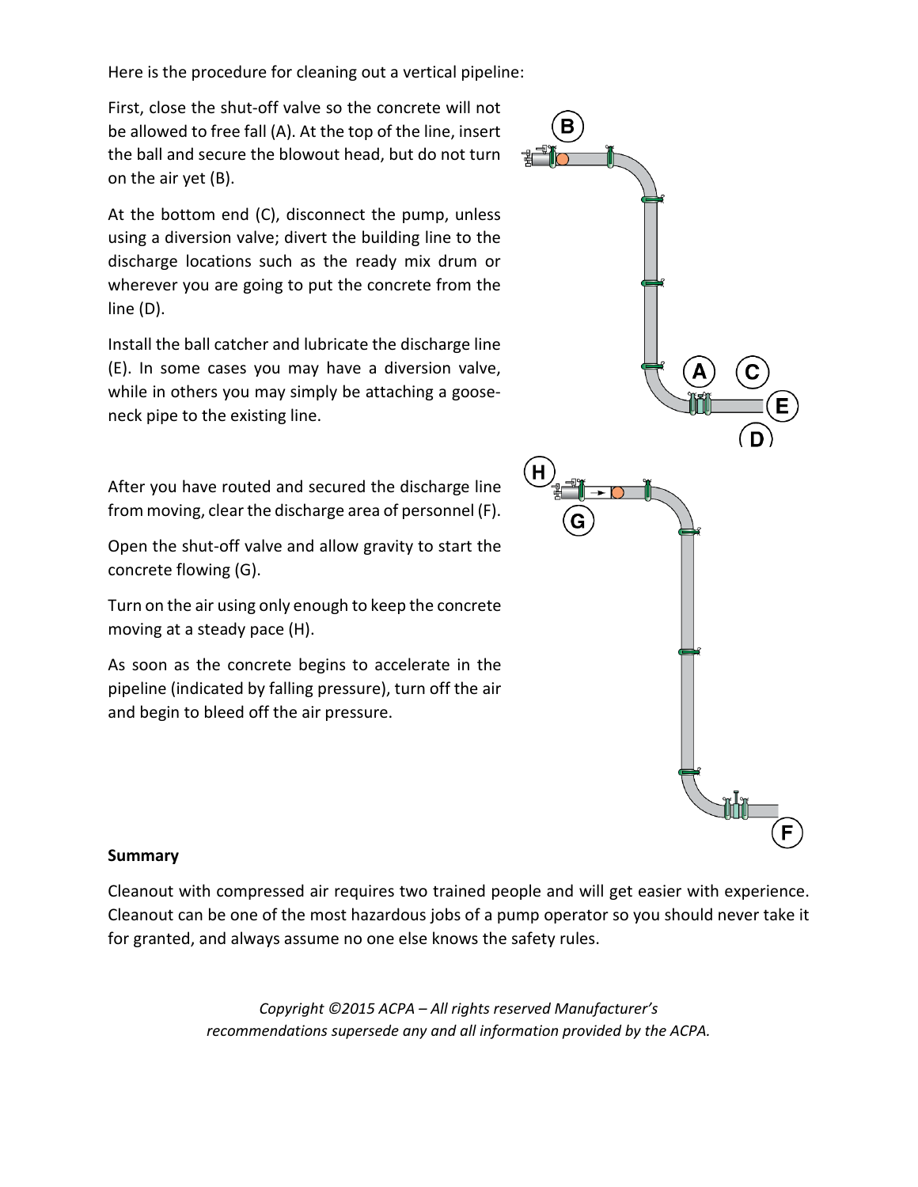Here is the procedure for cleaning out a vertical pipeline:

First, close the shut-off valve so the concrete will not be allowed to free fall (A). At the top of the line, insert the ball and secure the blowout head, but do not turn on the air yet (B).

At the bottom end (C), disconnect the pump, unless using a diversion valve; divert the building line to the discharge locations such as the ready mix drum or wherever you are going to put the concrete from the line (D).

Install the ball catcher and lubricate the discharge line (E). In some cases you may have a diversion valve, while in others you may simply be attaching a goose-neck pipe to the existing line.

After you have routed and secured the discharge line from moving, clear the discharge area of personnel (F).

Open the shut-off valve and allow gravity to start the concrete flowing (G).

Turn on the air using only enough to keep the concrete moving at a steady pace (H).

As soon as the concrete begins to accelerate in the pipeline (indicated by falling pressure), turn off the air and begin to bleed off the air pressure.

**Summary**

Cleanout with compressed air requires two trained people and will get easier with experience. Cleanout can be one of the most hazardous jobs of a pump operator so you should never take it for granted, and always assume no one else knows the safety rules.

*Copyright ©2015 ACPA – All rights reserved Manufacturer's recommendations supersede any and all information provided by the ACPA.*